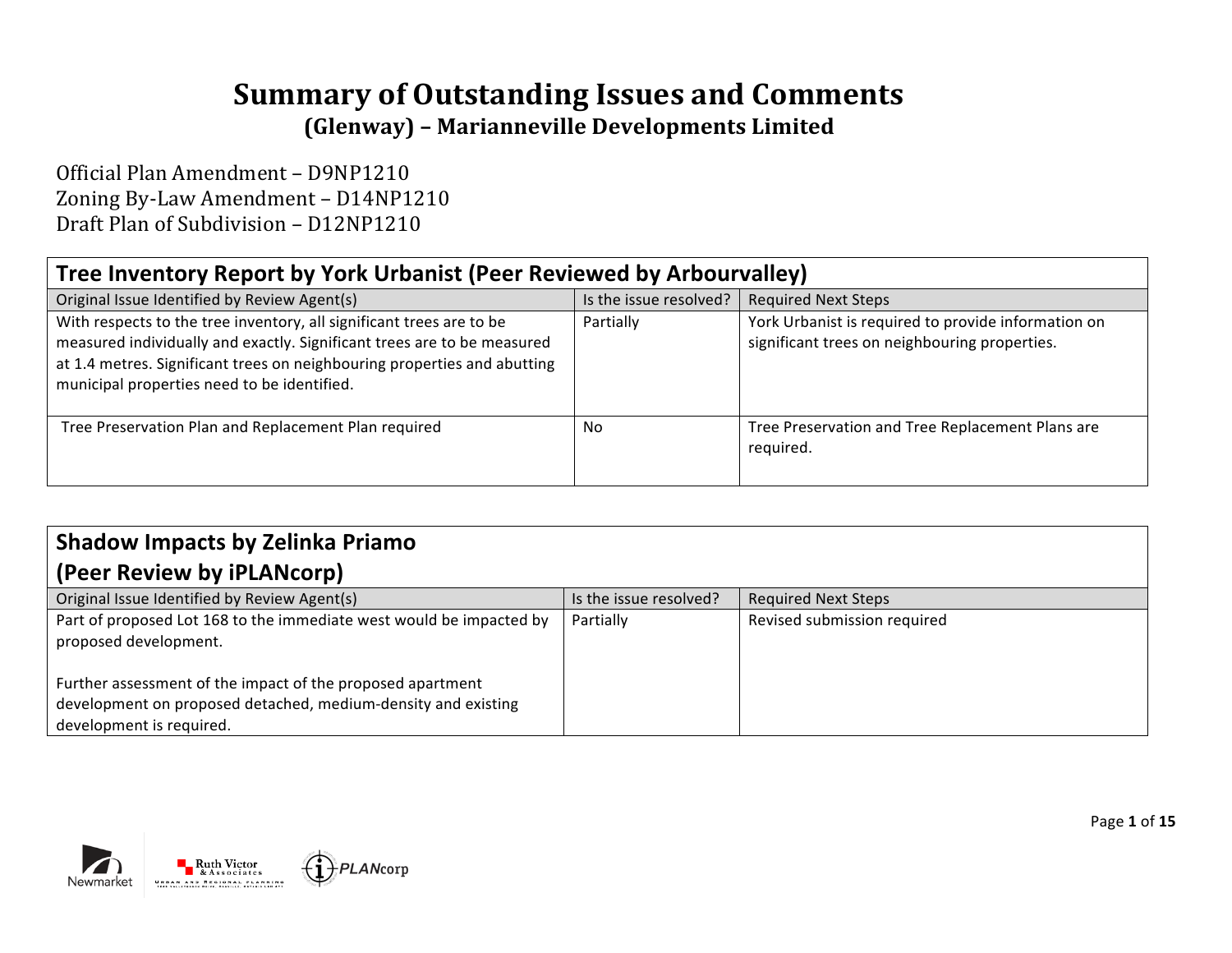# Summary of Outstanding Issues and Comments

## (Glenway) – Marianneville Developments Limited

Official Plan Amendment – D9NP1210
Zoning By-Law Amendment – D14NP1210
Draft Plan of Subdivision – D12NP1210

| Tree Inventory Report by York Urbanist (Peer Reviewed by Arbourvalley) | | |
|---|---|---|
| Original Issue Identified by Review Agent(s) | Is the issue resolved? | Required Next Steps |
| With respects to the tree inventory, all significant trees are to be measured individually and exactly. Significant trees are to be measured at 1.4 metres. Significant trees on neighbouring properties and abutting municipal properties need to be identified. | Partially | York Urbanist is required to provide information on significant trees on neighbouring properties. |
| Tree Preservation Plan and Replacement Plan required | No | Tree Preservation and Tree Replacement Plans are required. |

| Shadow Impacts by Zelinka Priamo (Peer Review by iPLANcorp) | | |
|---|---|---|
| Original Issue Identified by Review Agent(s) | Is the issue resolved? | Required Next Steps |
| Part of proposed Lot 168 to the immediate west would be impacted by proposed development.<br><br>Further assessment of the impact of the proposed apartment development on proposed detached, medium-density and existing development is required. | Partially | Revised submission required |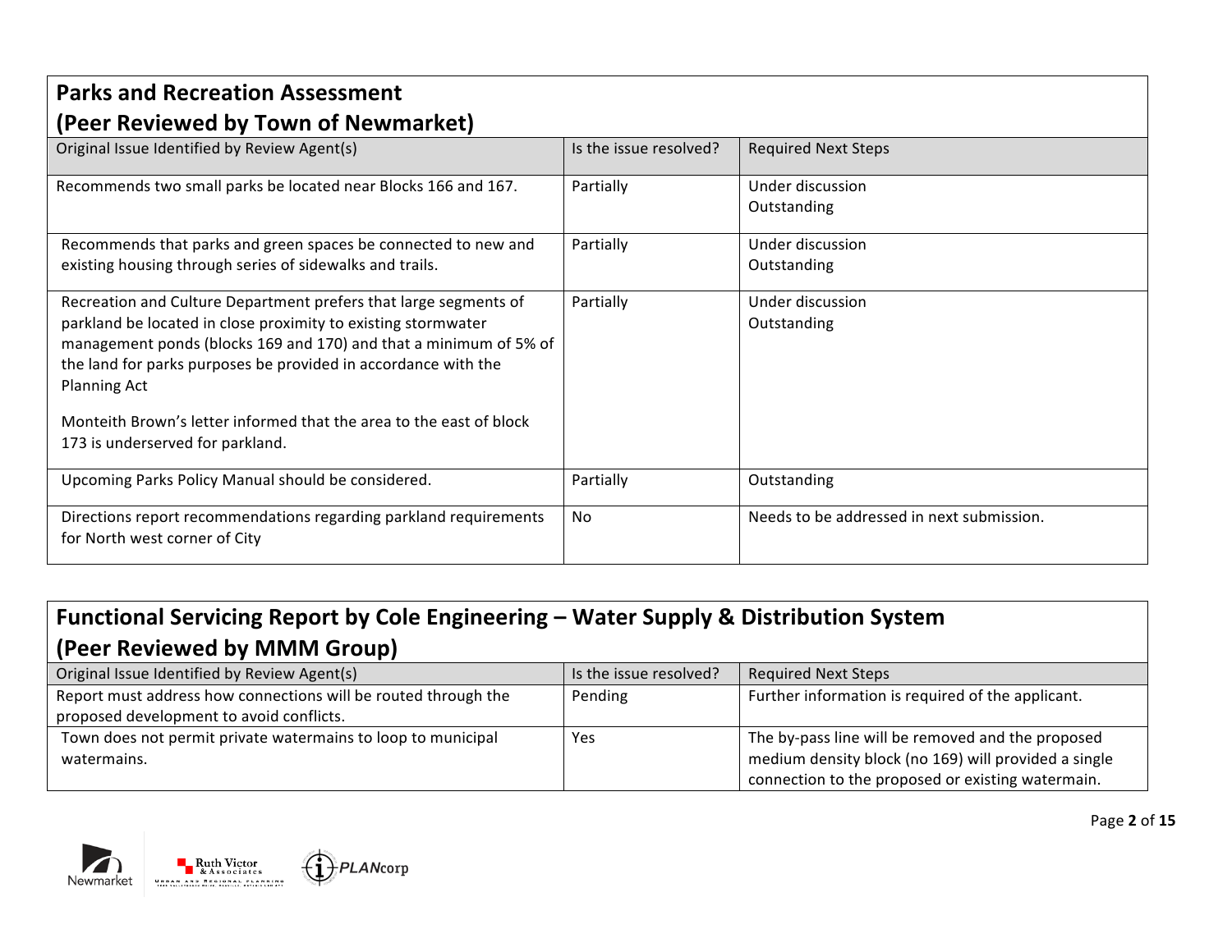## Parks and Recreation Assessment (Peer Reviewed by Town of Newmarket)

| Original Issue Identified by Review Agent(s) | Is the issue resolved? | Required Next Steps |
|---|---|---|
| Recommends two small parks be located near Blocks 166 and 167. | Partially | Under discussion<br>Outstanding |
| Recommends that parks and green spaces be connected to new and existing housing through series of sidewalks and trails. | Partially | Under discussion<br>Outstanding |
| Recreation and Culture Department prefers that large segments of parkland be located in close proximity to existing stormwater management ponds (blocks 169 and 170) and that a minimum of 5% of the land for parks purposes be provided in accordance with the Planning Act<br><br>Monteith Brown's letter informed that the area to the east of block 173 is underserved for parkland. | Partially | Under discussion<br>Outstanding |
| Upcoming Parks Policy Manual should be considered. | Partially | Outstanding |
| Directions report recommendations regarding parkland requirements for North west corner of City | No | Needs to be addressed in next submission. |

## Functional Servicing Report by Cole Engineering – Water Supply & Distribution System (Peer Reviewed by MMM Group)

| Original Issue Identified by Review Agent(s) | Is the issue resolved? | Required Next Steps |
|---|---|---|
| Report must address how connections will be routed through the proposed development to avoid conflicts. | Pending | Further information is required of the applicant. |
| Town does not permit private watermains to loop to municipal watermains. | Yes | The by-pass line will be removed and the proposed medium density block (no 169) will provided a single connection to the proposed or existing watermain. |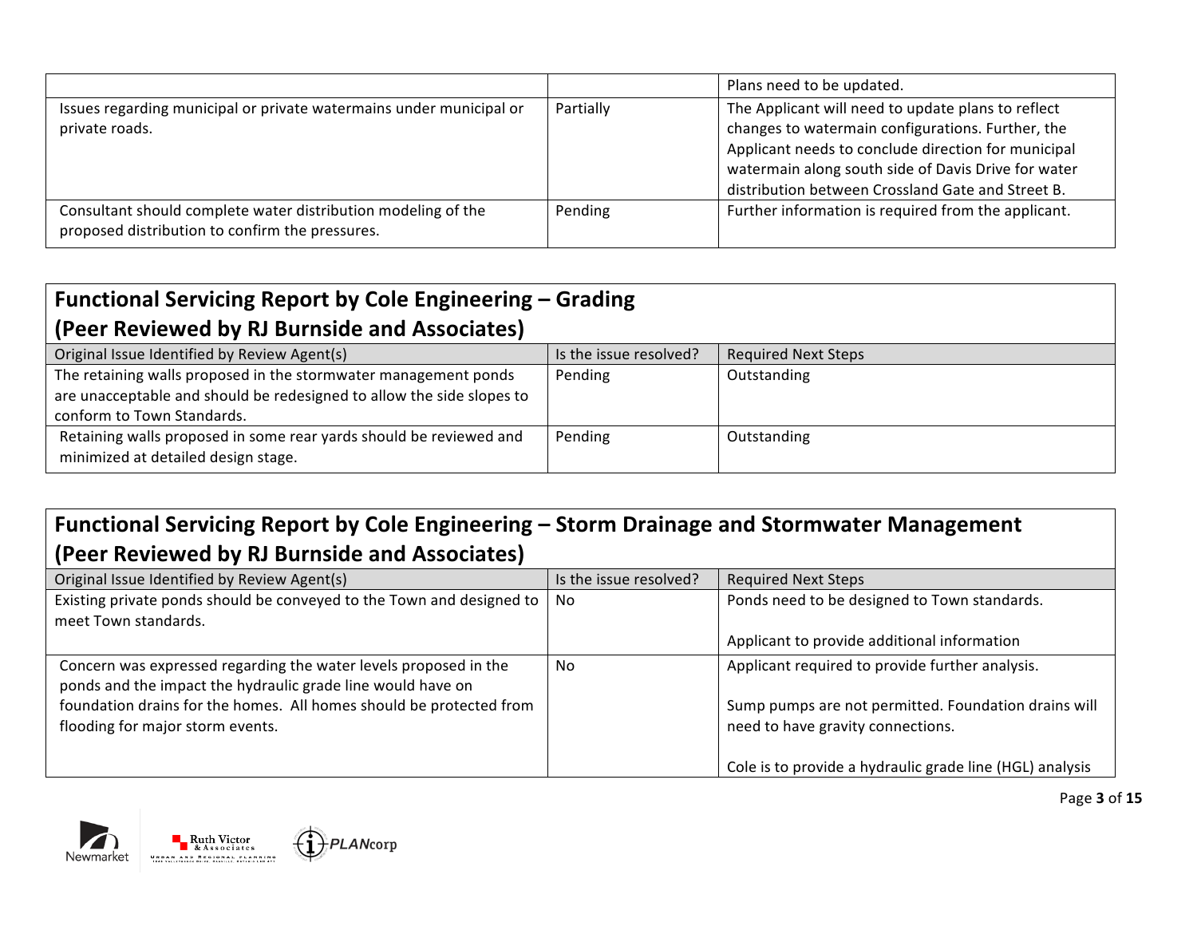| | | Plans need to be updated. |
|---|---|---|
| Issues regarding municipal or private watermains under municipal or private roads. | Partially | The Applicant will need to update plans to reflect changes to watermain configurations. Further, the Applicant needs to conclude direction for municipal watermain along south side of Davis Drive for water distribution between Crossland Gate and Street B. |
| Consultant should complete water distribution modeling of the proposed distribution to confirm the pressures. | Pending | Further information is required from the applicant. |

## Functional Servicing Report by Cole Engineering – Grading (Peer Reviewed by RJ Burnside and Associates)

| Original Issue Identified by Review Agent(s) | Is the issue resolved? | Required Next Steps |
|---|---|---|
| The retaining walls proposed in the stormwater management ponds are unacceptable and should be redesigned to allow the side slopes to conform to Town Standards. | Pending | Outstanding |
| Retaining walls proposed in some rear yards should be reviewed and minimized at detailed design stage. | Pending | Outstanding |

## Functional Servicing Report by Cole Engineering – Storm Drainage and Stormwater Management (Peer Reviewed by RJ Burnside and Associates)

| Original Issue Identified by Review Agent(s) | Is the issue resolved? | Required Next Steps |
|---|---|---|
| Existing private ponds should be conveyed to the Town and designed to meet Town standards. | No | Ponds need to be designed to Town standards.<br><br>Applicant to provide additional information |
| Concern was expressed regarding the water levels proposed in the ponds and the impact the hydraulic grade line would have on foundation drains for the homes. All homes should be protected from flooding for major storm events. | No | Applicant required to provide further analysis.<br><br>Sump pumps are not permitted. Foundation drains will need to have gravity connections.<br><br>Cole is to provide a hydraulic grade line (HGL) analysis |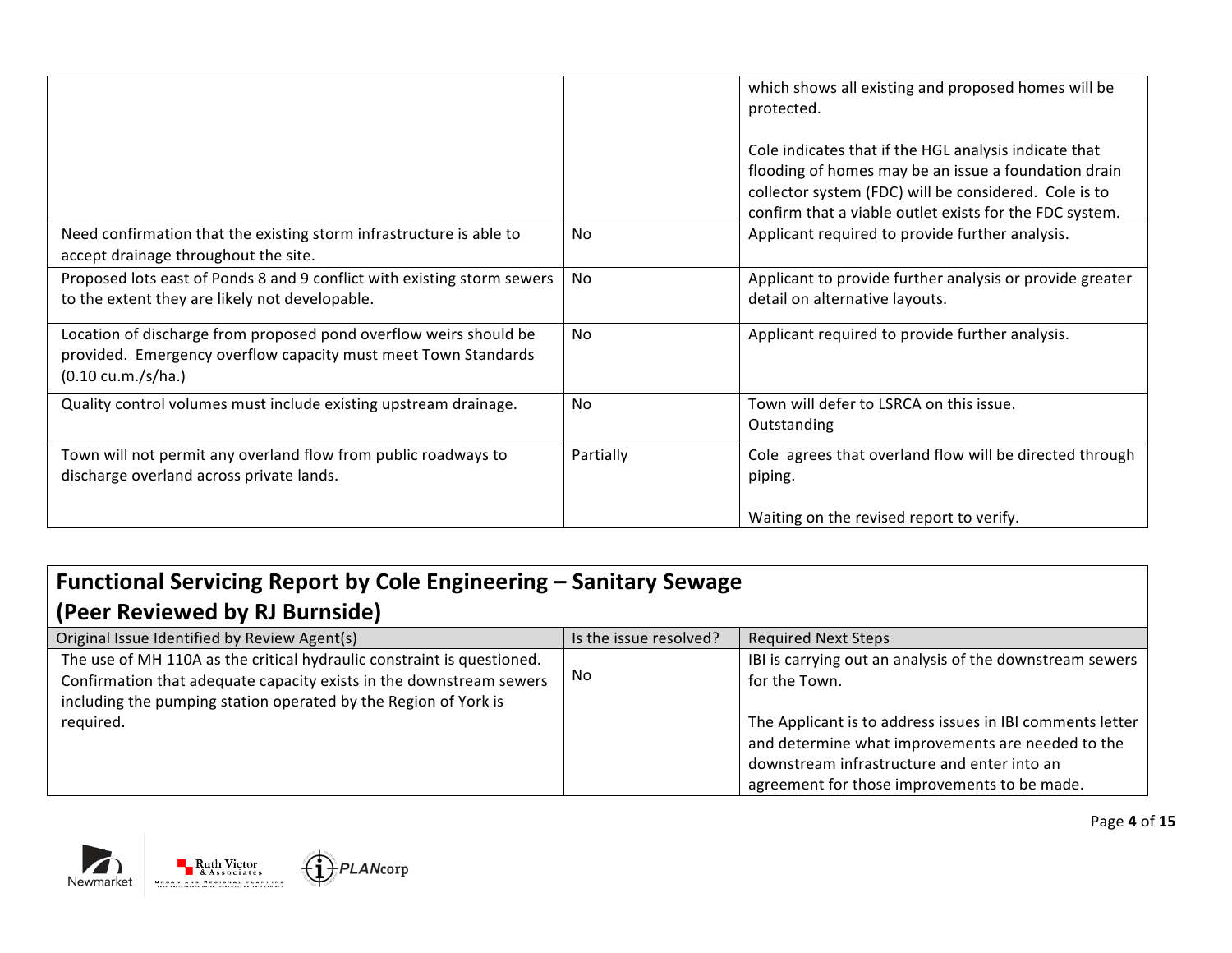| | | |
|---|---|---|
| | | which shows all existing and proposed homes will be protected.<br><br>Cole indicates that if the HGL analysis indicate that flooding of homes may be an issue a foundation drain collector system (FDC) will be considered. Cole is to confirm that a viable outlet exists for the FDC system. |
| Need confirmation that the existing storm infrastructure is able to accept drainage throughout the site. | No | Applicant required to provide further analysis. |
| Proposed lots east of Ponds 8 and 9 conflict with existing storm sewers to the extent they are likely not developable. | No | Applicant to provide further analysis or provide greater detail on alternative layouts. |
| Location of discharge from proposed pond overflow weirs should be provided. Emergency overflow capacity must meet Town Standards (0.10 cu.m./s/ha.) | No | Applicant required to provide further analysis. |
| Quality control volumes must include existing upstream drainage. | No | Town will defer to LSRCA on this issue.<br>Outstanding |
| Town will not permit any overland flow from public roadways to discharge overland across private lands. | Partially | Cole agrees that overland flow will be directed through piping.<br><br>Waiting on the revised report to verify. |

## Functional Servicing Report by Cole Engineering – Sanitary Sewage (Peer Reviewed by RJ Burnside)

| Original Issue Identified by Review Agent(s) | Is the issue resolved? | Required Next Steps |
|---|---|---|
| The use of MH 110A as the critical hydraulic constraint is questioned. Confirmation that adequate capacity exists in the downstream sewers including the pumping station operated by the Region of York is required. | No | IBI is carrying out an analysis of the downstream sewers for the Town.<br><br>The Applicant is to address issues in IBI comments letter and determine what improvements are needed to the downstream infrastructure and enter into an agreement for those improvements to be made. |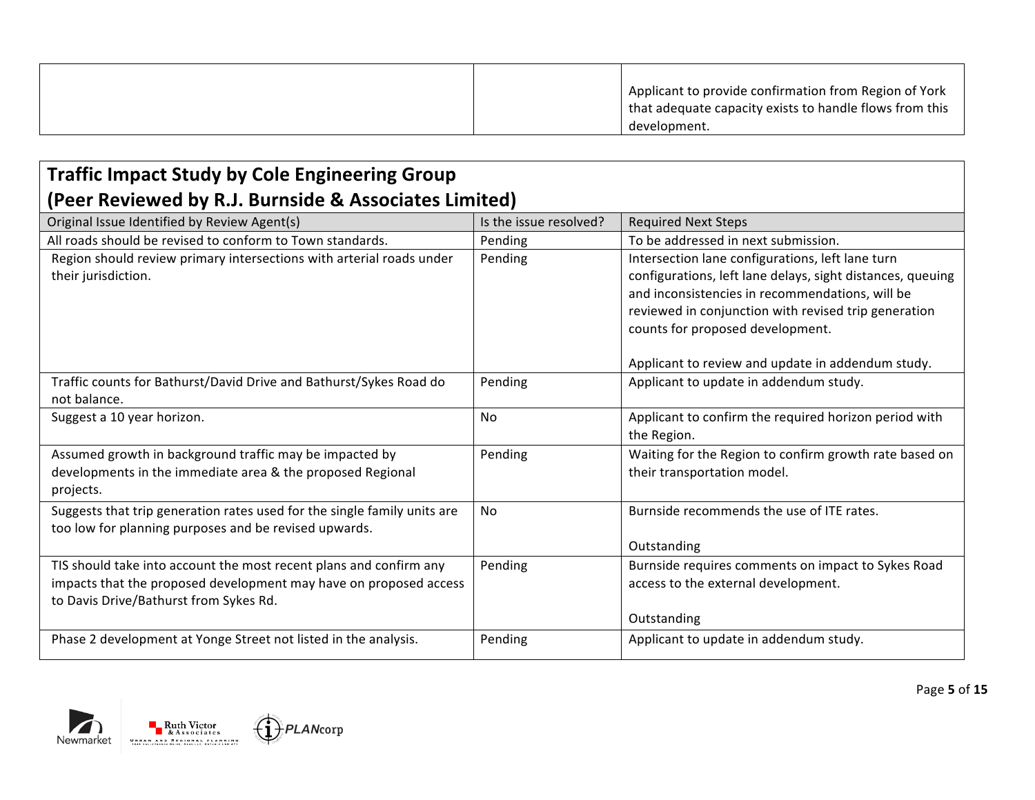| | | Applicant to provide confirmation from Region of York that adequate capacity exists to handle flows from this development. |
|---|---|---|

## Traffic Impact Study by Cole Engineering Group (Peer Reviewed by R.J. Burnside & Associates Limited)

| Original Issue Identified by Review Agent(s) | Is the issue resolved? | Required Next Steps |
|---|---|---|
| All roads should be revised to conform to Town standards. | Pending | To be addressed in next submission. |
| Region should review primary intersections with arterial roads under their jurisdiction. | Pending | Intersection lane configurations, left lane turn configurations, left lane delays, sight distances, queuing and inconsistencies in recommendations, will be reviewed in conjunction with revised trip generation counts for proposed development.<br><br>Applicant to review and update in addendum study. |
| Traffic counts for Bathurst/David Drive and Bathurst/Sykes Road do not balance. | Pending | Applicant to update in addendum study. |
| Suggest a 10 year horizon. | No | Applicant to confirm the required horizon period with the Region. |
| Assumed growth in background traffic may be impacted by developments in the immediate area & the proposed Regional projects. | Pending | Waiting for the Region to confirm growth rate based on their transportation model. |
| Suggests that trip generation rates used for the single family units are too low for planning purposes and be revised upwards. | No | Burnside recommends the use of ITE rates.<br><br>Outstanding |
| TIS should take into account the most recent plans and confirm any impacts that the proposed development may have on proposed access to Davis Drive/Bathurst from Sykes Rd. | Pending | Burnside requires comments on impact to Sykes Road access to the external development.<br><br>Outstanding |
| Phase 2 development at Yonge Street not listed in the analysis. | Pending | Applicant to update in addendum study. |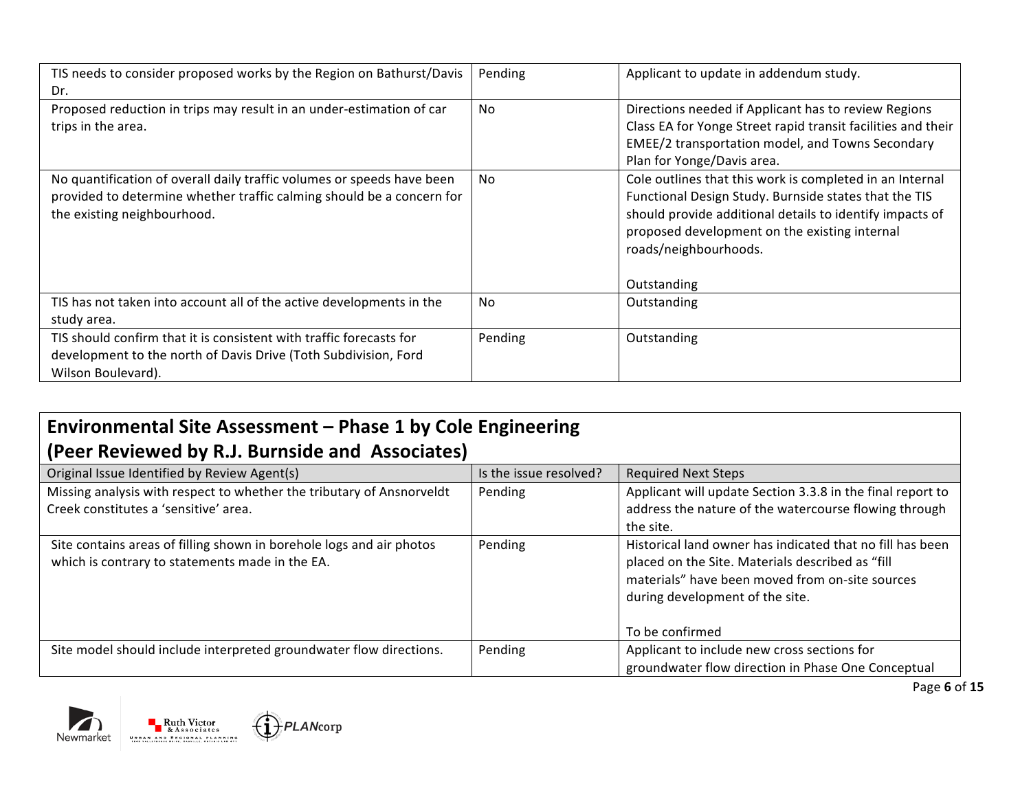| | | |
|---|---|---|
| TIS needs to consider proposed works by the Region on Bathurst/Davis Dr. | Pending | Applicant to update in addendum study. |
| Proposed reduction in trips may result in an under-estimation of car trips in the area. | No | Directions needed if Applicant has to review Regions Class EA for Yonge Street rapid transit facilities and their EMEE/2 transportation model, and Towns Secondary Plan for Yonge/Davis area. |
| No quantification of overall daily traffic volumes or speeds have been provided to determine whether traffic calming should be a concern for the existing neighbourhood. | No | Cole outlines that this work is completed in an Internal Functional Design Study. Burnside states that the TIS should provide additional details to identify impacts of proposed development on the existing internal roads/neighbourhoods.<br><br>Outstanding |
| TIS has not taken into account all of the active developments in the study area. | No | Outstanding |
| TIS should confirm that it is consistent with traffic forecasts for development to the north of Davis Drive (Toth Subdivision, Ford Wilson Boulevard). | Pending | Outstanding |

## Environmental Site Assessment – Phase 1 by Cole Engineering (Peer Reviewed by R.J. Burnside and Associates)

| Original Issue Identified by Review Agent(s) | Is the issue resolved? | Required Next Steps |
|---|---|---|
| Missing analysis with respect to whether the tributary of Ansnorveldt Creek constitutes a 'sensitive' area. | Pending | Applicant will update Section 3.3.8 in the final report to address the nature of the watercourse flowing through the site. |
| Site contains areas of filling shown in borehole logs and air photos which is contrary to statements made in the EA. | Pending | Historical land owner has indicated that no fill has been placed on the Site. Materials described as "fill materials" have been moved from on-site sources during development of the site.<br><br>To be confirmed |
| Site model should include interpreted groundwater flow directions. | Pending | Applicant to include new cross sections for groundwater flow direction in Phase One Conceptual |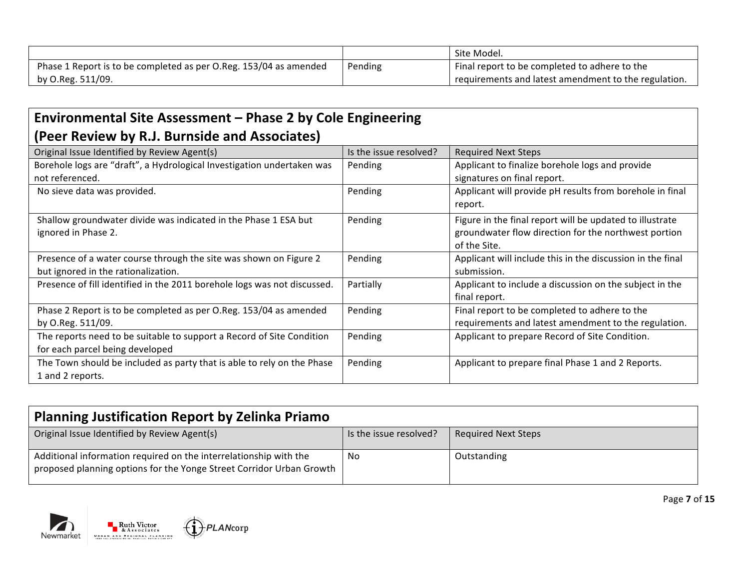| | | |
|---|---|---|
| | | Site Model. |
| Phase 1 Report is to be completed as per O.Reg. 153/04 as amended by O.Reg. 511/09. | Pending | Final report to be completed to adhere to the requirements and latest amendment to the regulation. |

## Environmental Site Assessment – Phase 2 by Cole Engineering (Peer Review by R.J. Burnside and Associates)

| Original Issue Identified by Review Agent(s) | Is the issue resolved? | Required Next Steps |
|---|---|---|
| Borehole logs are "draft", a Hydrological Investigation undertaken was not referenced. | Pending | Applicant to finalize borehole logs and provide signatures on final report. |
| No sieve data was provided. | Pending | Applicant will provide pH results from borehole in final report. |
| Shallow groundwater divide was indicated in the Phase 1 ESA but ignored in Phase 2. | Pending | Figure in the final report will be updated to illustrate groundwater flow direction for the northwest portion of the Site. |
| Presence of a water course through the site was shown on Figure 2 but ignored in the rationalization. | Pending | Applicant will include this in the discussion in the final submission. |
| Presence of fill identified in the 2011 borehole logs was not discussed. | Partially | Applicant to include a discussion on the subject in the final report. |
| Phase 2 Report is to be completed as per O.Reg. 153/04 as amended by O.Reg. 511/09. | Pending | Final report to be completed to adhere to the requirements and latest amendment to the regulation. |
| The reports need to be suitable to support a Record of Site Condition for each parcel being developed | Pending | Applicant to prepare Record of Site Condition. |
| The Town should be included as party that is able to rely on the Phase 1 and 2 reports. | Pending | Applicant to prepare final Phase 1 and 2 Reports. |

## Planning Justification Report by Zelinka Priamo

| Original Issue Identified by Review Agent(s) | Is the issue resolved? | Required Next Steps |
|---|---|---|
| Additional information required on the interrelationship with the proposed planning options for the Yonge Street Corridor Urban Growth | No | Outstanding |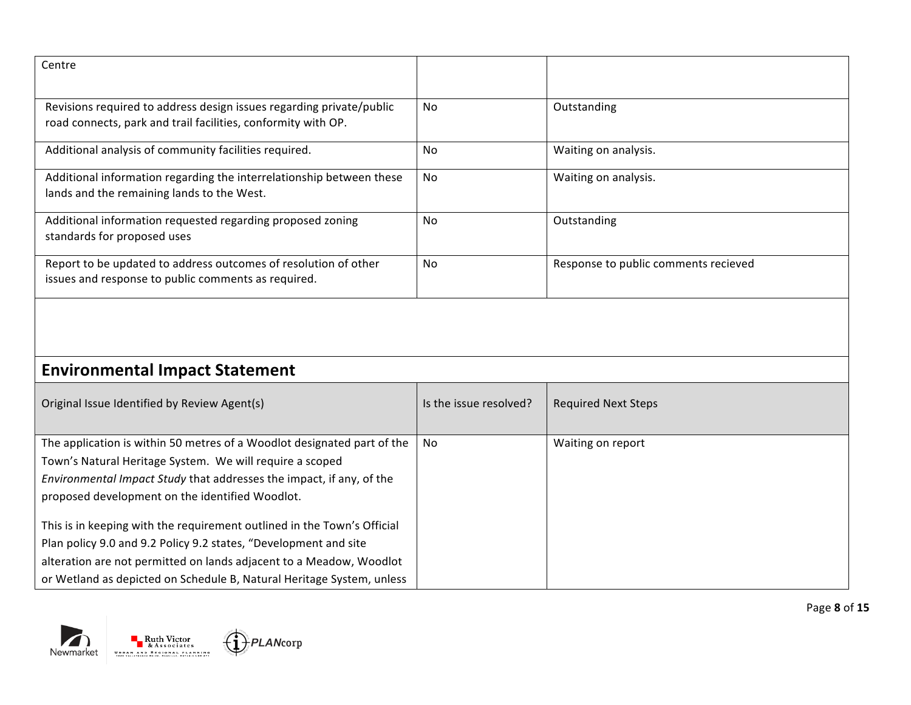| | | |
|---|---|---|
| Centre | | |
| Revisions required to address design issues regarding private/public road connects, park and trail facilities, conformity with OP. | No | Outstanding |
| Additional analysis of community facilities required. | No | Waiting on analysis. |
| Additional information regarding the interrelationship between these lands and the remaining lands to the West. | No | Waiting on analysis. |
| Additional information requested regarding proposed zoning standards for proposed uses | No | Outstanding |
| Report to be updated to address outcomes of resolution of other issues and response to public comments as required. | No | Response to public comments recieved |

## Environmental Impact Statement

| Original Issue Identified by Review Agent(s) | Is the issue resolved? | Required Next Steps |
|---|---|---|
| The application is within 50 metres of a Woodlot designated part of the Town's Natural Heritage System. We will require a scoped *Environmental Impact Study* that addresses the impact, if any, of the proposed development on the identified Woodlot.<br><br>This is in keeping with the requirement outlined in the Town's Official Plan policy 9.0 and 9.2 Policy 9.2 states, "Development and site alteration are not permitted on lands adjacent to a Meadow, Woodlot or Wetland as depicted on Schedule B, Natural Heritage System, unless | No | Waiting on report |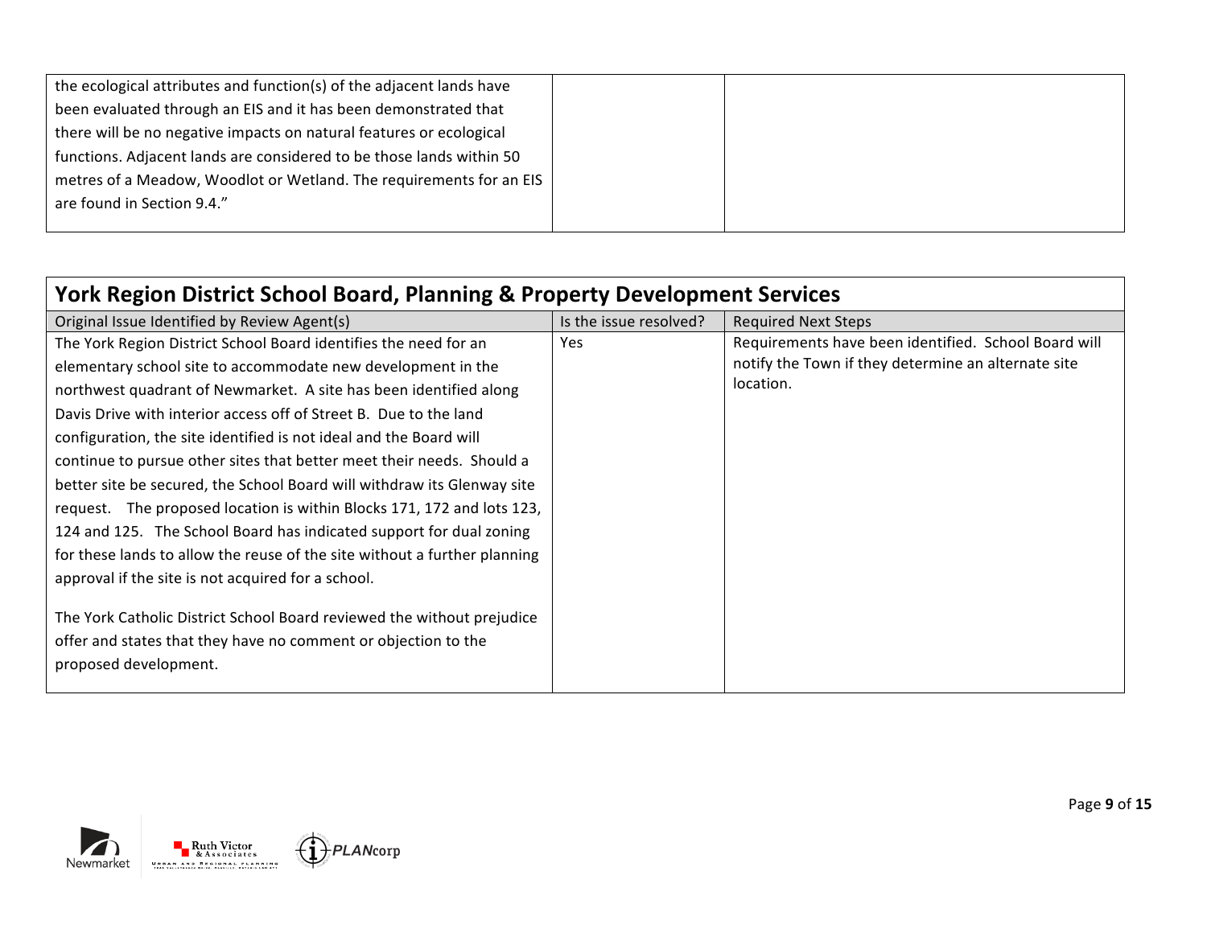| | | |
|---|---|---|
| the ecological attributes and function(s) of the adjacent lands have been evaluated through an EIS and it has been demonstrated that there will be no negative impacts on natural features or ecological functions. Adjacent lands are considered to be those lands within 50 metres of a Meadow, Woodlot or Wetland. The requirements for an EIS are found in Section 9.4." | | |

## York Region District School Board, Planning & Property Development Services

| Original Issue Identified by Review Agent(s) | Is the issue resolved? | Required Next Steps |
|---|---|---|
| The York Region District School Board identifies the need for an elementary school site to accommodate new development in the northwest quadrant of Newmarket. A site has been identified along Davis Drive with interior access off of Street B. Due to the land configuration, the site identified is not ideal and the Board will continue to pursue other sites that better meet their needs. Should a better site be secured, the School Board will withdraw its Glenway site request. The proposed location is within Blocks 171, 172 and lots 123, 124 and 125. The School Board has indicated support for dual zoning for these lands to allow the reuse of the site without a further planning approval if the site is not acquired for a school.<br><br>The York Catholic District School Board reviewed the without prejudice offer and states that they have no comment or objection to the proposed development. | Yes | Requirements have been identified. School Board will notify the Town if they determine an alternate site location. |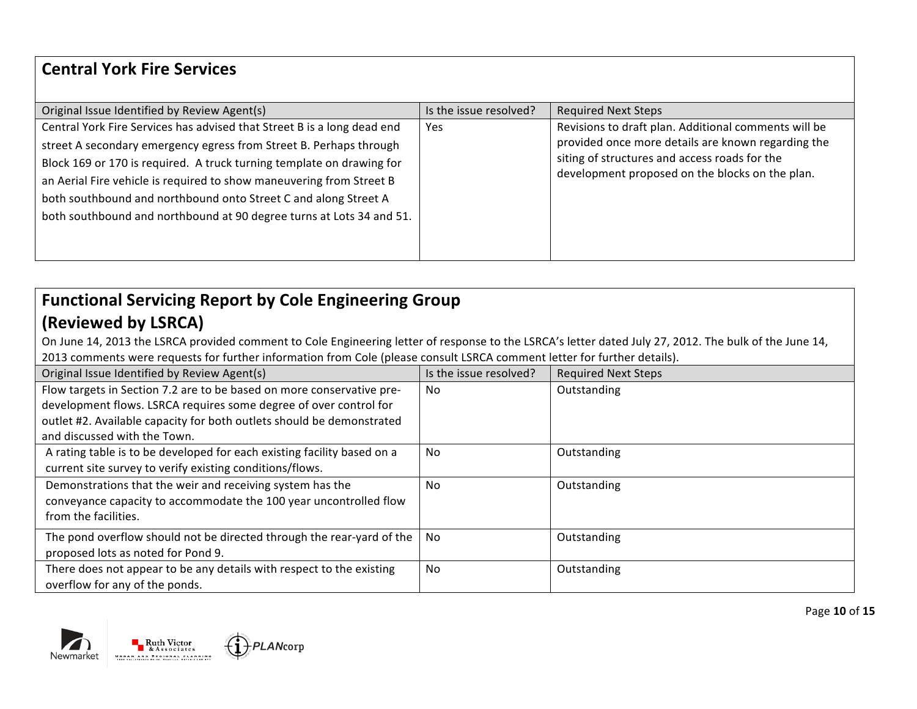## Central York Fire Services

| Original Issue Identified by Review Agent(s) | Is the issue resolved? | Required Next Steps |
|---|---|---|
| Central York Fire Services has advised that Street B is a long dead end street A secondary emergency egress from Street B. Perhaps through Block 169 or 170 is required. A truck turning template on drawing for an Aerial Fire vehicle is required to show maneuvering from Street B both southbound and northbound onto Street C and along Street A both southbound and northbound at 90 degree turns at Lots 34 and 51. | Yes | Revisions to draft plan. Additional comments will be provided once more details are known regarding the siting of structures and access roads for the development proposed on the blocks on the plan. |

## Functional Servicing Report by Cole Engineering Group (Reviewed by LSRCA)

On June 14, 2013 the LSRCA provided comment to Cole Engineering letter of response to the LSRCA's letter dated July 27, 2012. The bulk of the June 14, 2013 comments were requests for further information from Cole (please consult LSRCA comment letter for further details).

| Original Issue Identified by Review Agent(s) | Is the issue resolved? | Required Next Steps |
|---|---|---|
| Flow targets in Section 7.2 are to be based on more conservative pre-development flows. LSRCA requires some degree of over control for outlet #2. Available capacity for both outlets should be demonstrated and discussed with the Town. | No | Outstanding |
| A rating table is to be developed for each existing facility based on a current site survey to verify existing conditions/flows. | No | Outstanding |
| Demonstrations that the weir and receiving system has the conveyance capacity to accommodate the 100 year uncontrolled flow from the facilities. | No | Outstanding |
| The pond overflow should not be directed through the rear-yard of the proposed lots as noted for Pond 9. | No | Outstanding |
| There does not appear to be any details with respect to the existing overflow for any of the ponds. | No | Outstanding |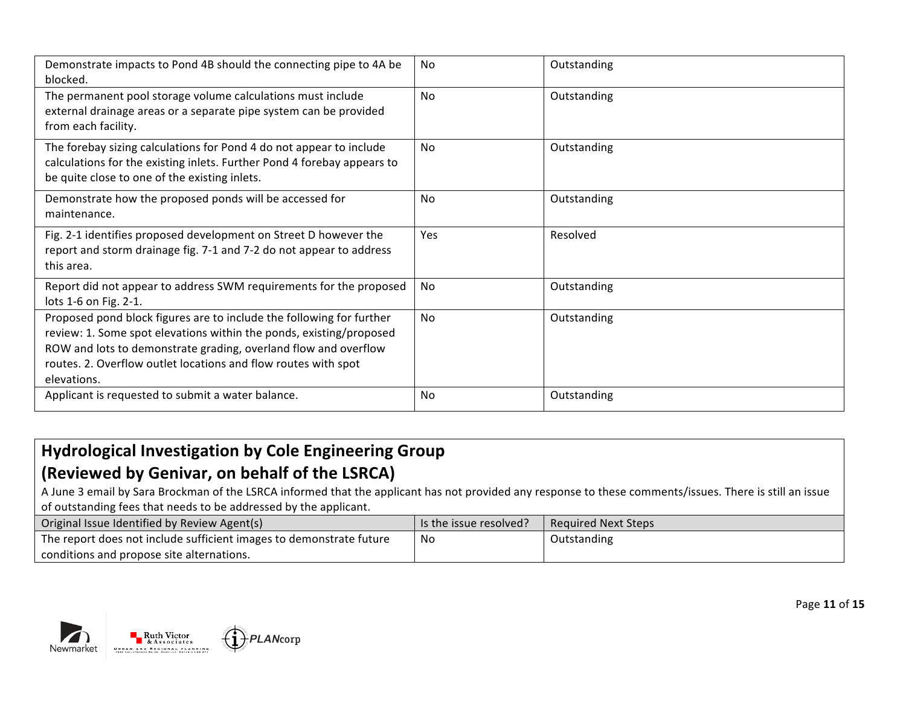| | | |
|---|---|---|
| Demonstrate impacts to Pond 4B should the connecting pipe to 4A be blocked. | No | Outstanding |
| The permanent pool storage volume calculations must include external drainage areas or a separate pipe system can be provided from each facility. | No | Outstanding |
| The forebay sizing calculations for Pond 4 do not appear to include calculations for the existing inlets. Further Pond 4 forebay appears to be quite close to one of the existing inlets. | No | Outstanding |
| Demonstrate how the proposed ponds will be accessed for maintenance. | No | Outstanding |
| Fig. 2-1 identifies proposed development on Street D however the report and storm drainage fig. 7-1 and 7-2 do not appear to address this area. | Yes | Resolved |
| Report did not appear to address SWM requirements for the proposed lots 1-6 on Fig. 2-1. | No | Outstanding |
| Proposed pond block figures are to include the following for further review: 1. Some spot elevations within the ponds, existing/proposed ROW and lots to demonstrate grading, overland flow and overflow routes. 2. Overflow outlet locations and flow routes with spot elevations. | No | Outstanding |
| Applicant is requested to submit a water balance. | No | Outstanding |

## Hydrological Investigation by Cole Engineering Group (Reviewed by Genivar, on behalf of the LSRCA)

A June 3 email by Sara Brockman of the LSRCA informed that the applicant has not provided any response to these comments/issues. There is still an issue of outstanding fees that needs to be addressed by the applicant.

| Original Issue Identified by Review Agent(s) | Is the issue resolved? | Required Next Steps |
|---|---|---|
| The report does not include sufficient images to demonstrate future conditions and propose site alternations. | No | Outstanding |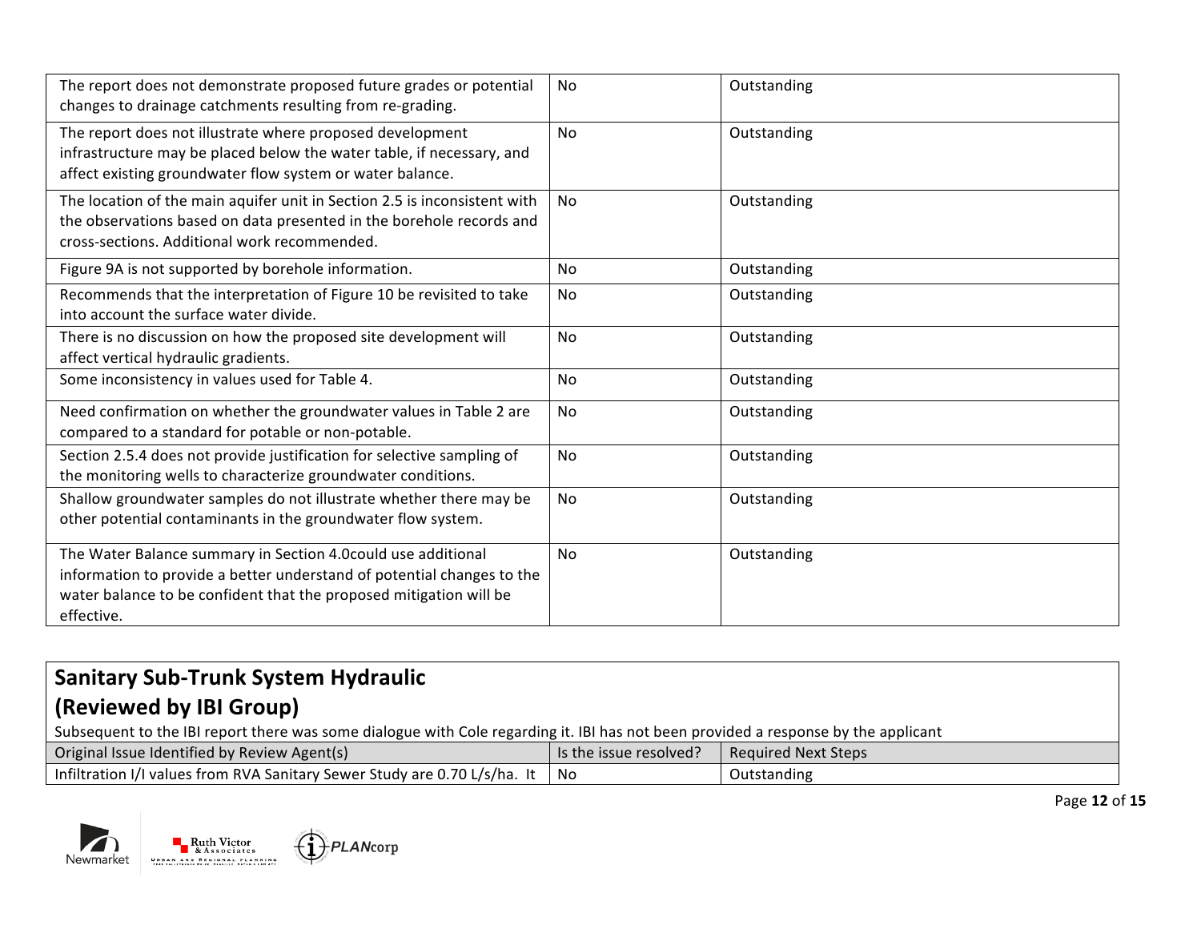| | | |
|---|---|---|
| The report does not demonstrate proposed future grades or potential changes to drainage catchments resulting from re-grading. | No | Outstanding |
| The report does not illustrate where proposed development infrastructure may be placed below the water table, if necessary, and affect existing groundwater flow system or water balance. | No | Outstanding |
| The location of the main aquifer unit in Section 2.5 is inconsistent with the observations based on data presented in the borehole records and cross-sections. Additional work recommended. | No | Outstanding |
| Figure 9A is not supported by borehole information. | No | Outstanding |
| Recommends that the interpretation of Figure 10 be revisited to take into account the surface water divide. | No | Outstanding |
| There is no discussion on how the proposed site development will affect vertical hydraulic gradients. | No | Outstanding |
| Some inconsistency in values used for Table 4. | No | Outstanding |
| Need confirmation on whether the groundwater values in Table 2 are compared to a standard for potable or non-potable. | No | Outstanding |
| Section 2.5.4 does not provide justification for selective sampling of the monitoring wells to characterize groundwater conditions. | No | Outstanding |
| Shallow groundwater samples do not illustrate whether there may be other potential contaminants in the groundwater flow system. | No | Outstanding |
| The Water Balance summary in Section 4.0could use additional information to provide a better understand of potential changes to the water balance to be confident that the proposed mitigation will be effective. | No | Outstanding |

## Sanitary Sub-Trunk System Hydraulic (Reviewed by IBI Group)

Subsequent to the IBI report there was some dialogue with Cole regarding it. IBI has not been provided a response by the applicant

| Original Issue Identified by Review Agent(s) | Is the issue resolved? | Required Next Steps |
|---|---|---|
| Infiltration I/I values from RVA Sanitary Sewer Study are 0.70 L/s/ha. It | No | Outstanding |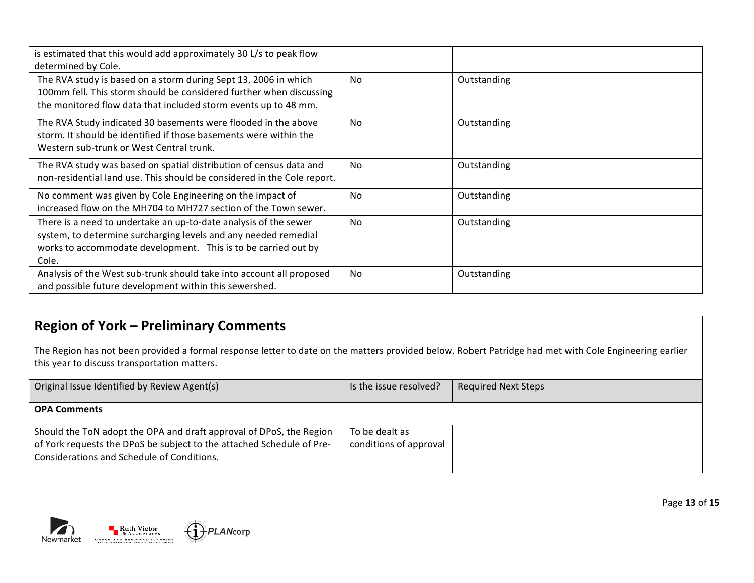| | | |
|---|---|---|
| is estimated that this would add approximately 30 L/s to peak flow determined by Cole. | | |
| The RVA study is based on a storm during Sept 13, 2006 in which 100mm fell. This storm should be considered further when discussing the monitored flow data that included storm events up to 48 mm. | No | Outstanding |
| The RVA Study indicated 30 basements were flooded in the above storm. It should be identified if those basements were within the Western sub-trunk or West Central trunk. | No | Outstanding |
| The RVA study was based on spatial distribution of census data and non-residential land use. This should be considered in the Cole report. | No | Outstanding |
| No comment was given by Cole Engineering on the impact of increased flow on the MH704 to MH727 section of the Town sewer. | No | Outstanding |
| There is a need to undertake an up-to-date analysis of the sewer system, to determine surcharging levels and any needed remedial works to accommodate development. This is to be carried out by Cole. | No | Outstanding |
| Analysis of the West sub-trunk should take into account all proposed and possible future development within this sewershed. | No | Outstanding |

## Region of York – Preliminary Comments

The Region has not been provided a formal response letter to date on the matters provided below. Robert Patridge had met with Cole Engineering earlier this year to discuss transportation matters.

| Original Issue Identified by Review Agent(s) | Is the issue resolved? | Required Next Steps |
|---|---|---|
| **OPA Comments** | | |
| Should the ToN adopt the OPA and draft approval of DPoS, the Region of York requests the DPoS be subject to the attached Schedule of Pre-Considerations and Schedule of Conditions. | To be dealt as conditions of approval | |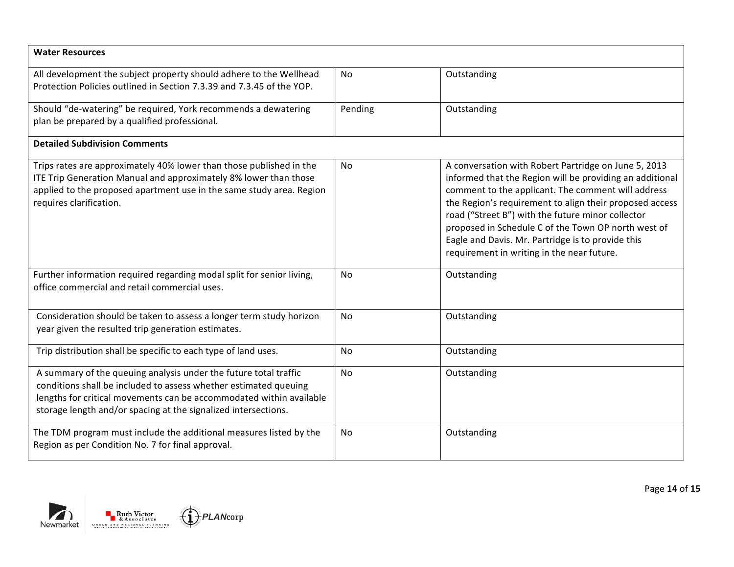| **Water Resources** | | |
| --- | --- | --- |
| All development the subject property should adhere to the Wellhead Protection Policies outlined in Section 7.3.39 and 7.3.45 of the YOP. | No | Outstanding |
| Should "de-watering" be required, York recommends a dewatering plan be prepared by a qualified professional. | Pending | Outstanding |
| **Detailed Subdivision Comments** | | |
| Trips rates are approximately 40% lower than those published in the ITE Trip Generation Manual and approximately 8% lower than those applied to the proposed apartment use in the same study area. Region requires clarification. | No | A conversation with Robert Partridge on June 5, 2013 informed that the Region will be providing an additional comment to the applicant. The comment will address the Region's requirement to align their proposed access road ("Street B") with the future minor collector proposed in Schedule C of the Town OP north west of Eagle and Davis. Mr. Partridge is to provide this requirement in writing in the near future. |
| Further information required regarding modal split for senior living, office commercial and retail commercial uses. | No | Outstanding |
| Consideration should be taken to assess a longer term study horizon year given the resulted trip generation estimates. | No | Outstanding |
| Trip distribution shall be specific to each type of land uses. | No | Outstanding |
| A summary of the queuing analysis under the future total traffic conditions shall be included to assess whether estimated queuing lengths for critical movements can be accommodated within available storage length and/or spacing at the signalized intersections. | No | Outstanding |
| The TDM program must include the additional measures listed by the Region as per Condition No. 7 for final approval. | No | Outstanding |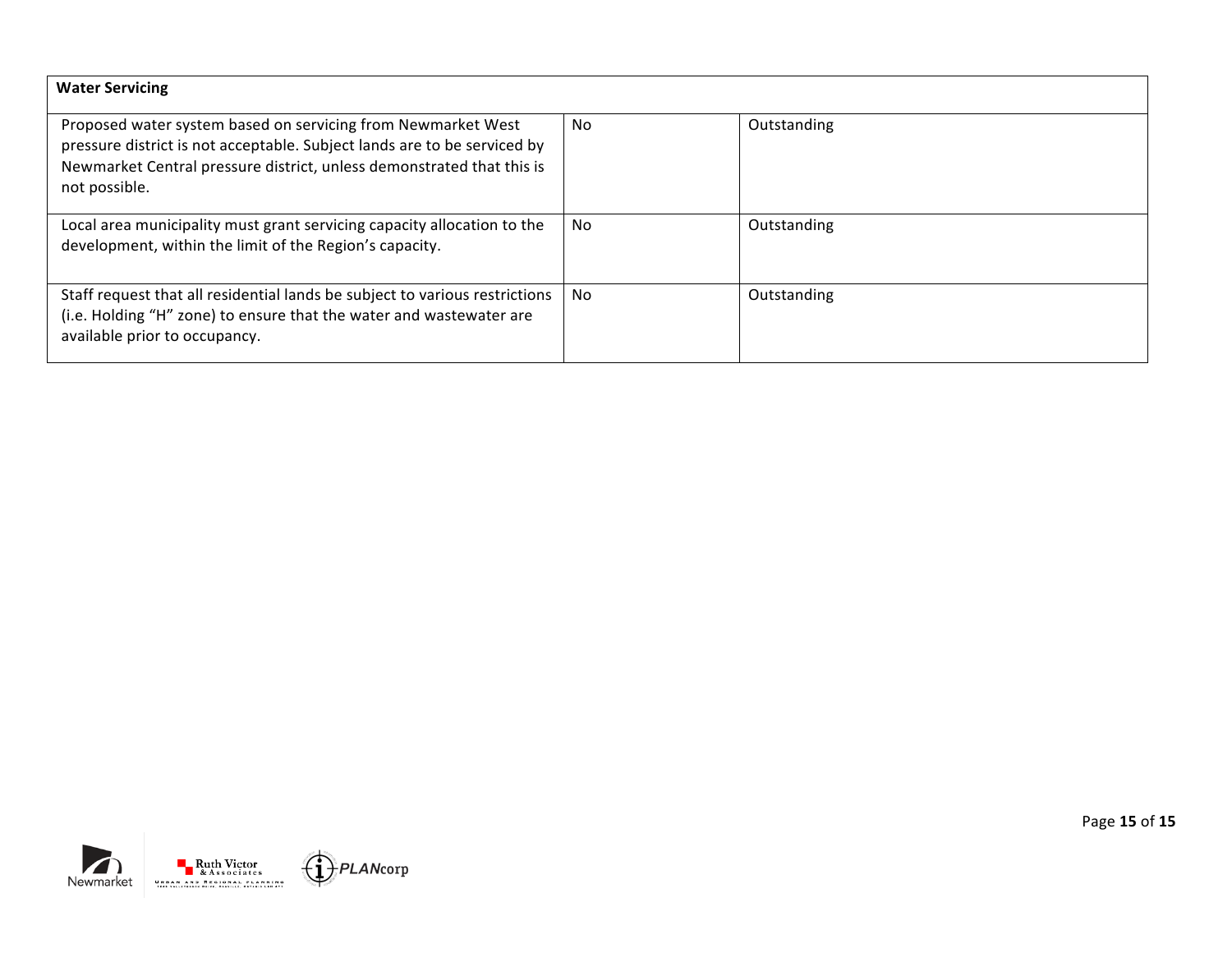| **Water Servicing** | | |
|---|---|---|
| Proposed water system based on servicing from Newmarket West pressure district is not acceptable. Subject lands are to be serviced by Newmarket Central pressure district, unless demonstrated that this is not possible. | No | Outstanding |
| Local area municipality must grant servicing capacity allocation to the development, within the limit of the Region's capacity. | No | Outstanding |
| Staff request that all residential lands be subject to various restrictions (i.e. Holding "H" zone) to ensure that the water and wastewater are available prior to occupancy. | No | Outstanding |